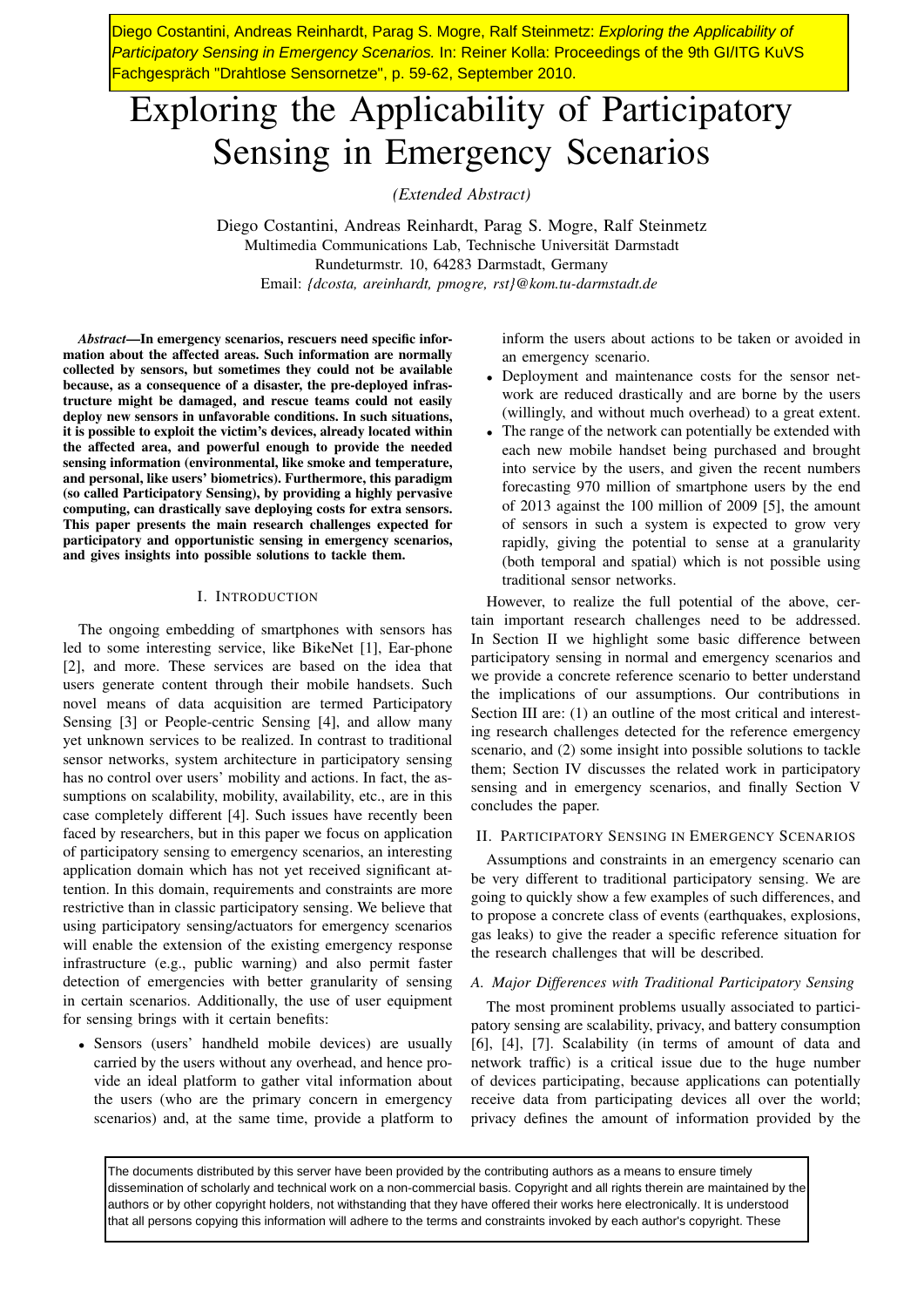Diego Costantini, Andreas Reinhardt, Parag S. Mogre, Ralf Steinmetz: *Exploring the Applicability of Participatory Sensing in Emergency Scenarios.* In: Reiner Kolla: Proceedings of the 9th GI/ITG KuVS Fachgespräch "Drahtlose Sensornetze", p. 59-62, September 2010.

# Exploring the Applicability of Participatory Sensing in Emergency Scenarios

*(Extended Abstract)*

Diego Costantini, Andreas Reinhardt, Parag S. Mogre, Ralf Steinmetz
Multimedia Communications Lab, Technische Universität Darmstadt
Rundeturmstr. 10, 64283 Darmstadt, Germany
Email: *{dcosta, areinhardt, pmogre, rst}@kom.tu-darmstadt.de*

***Abstract*—In emergency scenarios, rescuers need specific information about the affected areas. Such information are normally collected by sensors, but sometimes they could not be available because, as a consequence of a disaster, the pre-deployed infrastructure might be damaged, and rescue teams could not easily deploy new sensors in unfavorable conditions. In such situations, it is possible to exploit the victim's devices, already located within the affected area, and powerful enough to provide the needed sensing information (environmental, like smoke and temperature, and personal, like users' biometrics). Furthermore, this paradigm (so called Participatory Sensing), by providing a highly pervasive computing, can drastically save deploying costs for extra sensors. This paper presents the main research challenges expected for participatory and opportunistic sensing in emergency scenarios, and gives insights into possible solutions to tackle them.**

## I. Introduction

The ongoing embedding of smartphones with sensors has led to some interesting service, like BikeNet [1], Ear-phone [2], and more. These services are based on the idea that users generate content through their mobile handsets. Such novel means of data acquisition are termed Participatory Sensing [3] or People-centric Sensing [4], and allow many yet unknown services to be realized. In contrast to traditional sensor networks, system architecture in participatory sensing has no control over users' mobility and actions. In fact, the assumptions on scalability, mobility, availability, etc., are in this case completely different [4]. Such issues have recently been faced by researchers, but in this paper we focus on application of participatory sensing to emergency scenarios, an interesting application domain which has not yet received significant attention. In this domain, requirements and constraints are more restrictive than in classic participatory sensing. We believe that using participatory sensing/actuators for emergency scenarios will enable the extension of the existing emergency response infrastructure (e.g., public warning) and also permit faster detection of emergencies with better granularity of sensing in certain scenarios. Additionally, the use of user equipment for sensing brings with it certain benefits:

- Sensors (users' handheld mobile devices) are usually carried by the users without any overhead, and hence provide an ideal platform to gather vital information about the users (who are the primary concern in emergency scenarios) and, at the same time, provide a platform to inform the users about actions to be taken or avoided in an emergency scenario.
- Deployment and maintenance costs for the sensor network are reduced drastically and are borne by the users (willingly, and without much overhead) to a great extent.
- The range of the network can potentially be extended with each new mobile handset being purchased and brought into service by the users, and given the recent numbers forecasting 970 million of smartphone users by the end of 2013 against the 100 million of 2009 [5], the amount of sensors in such a system is expected to grow very rapidly, giving the potential to sense at a granularity (both temporal and spatial) which is not possible using traditional sensor networks.

However, to realize the full potential of the above, certain important research challenges need to be addressed. In Section II we highlight some basic difference between participatory sensing in normal and emergency scenarios and we provide a concrete reference scenario to better understand the implications of our assumptions. Our contributions in Section III are: (1) an outline of the most critical and interesting research challenges detected for the reference emergency scenario, and (2) some insight into possible solutions to tackle them; Section IV discusses the related work in participatory sensing and in emergency scenarios, and finally Section V concludes the paper.

## II. Participatory Sensing in Emergency Scenarios

Assumptions and constraints in an emergency scenario can be very different to traditional participatory sensing. We are going to quickly show a few examples of such differences, and to propose a concrete class of events (earthquakes, explosions, gas leaks) to give the reader a specific reference situation for the research challenges that will be described.

### A. Major Differences with Traditional Participatory Sensing

The most prominent problems usually associated to participatory sensing are scalability, privacy, and battery consumption [6], [4], [7]. Scalability (in terms of amount of data and network traffic) is a critical issue due to the huge number of devices participating, because applications can potentially receive data from participating devices all over the world; privacy defines the amount of information provided by the

The documents distributed by this server have been provided by the contributing authors as a means to ensure timely dissemination of scholarly and technical work on a non-commercial basis. Copyright and all rights therein are maintained by the authors or by other copyright holders, not withstanding that they have offered their works here electronically. It is understood that all persons copying this information will adhere to the terms and constraints invoked by each author's copyright. These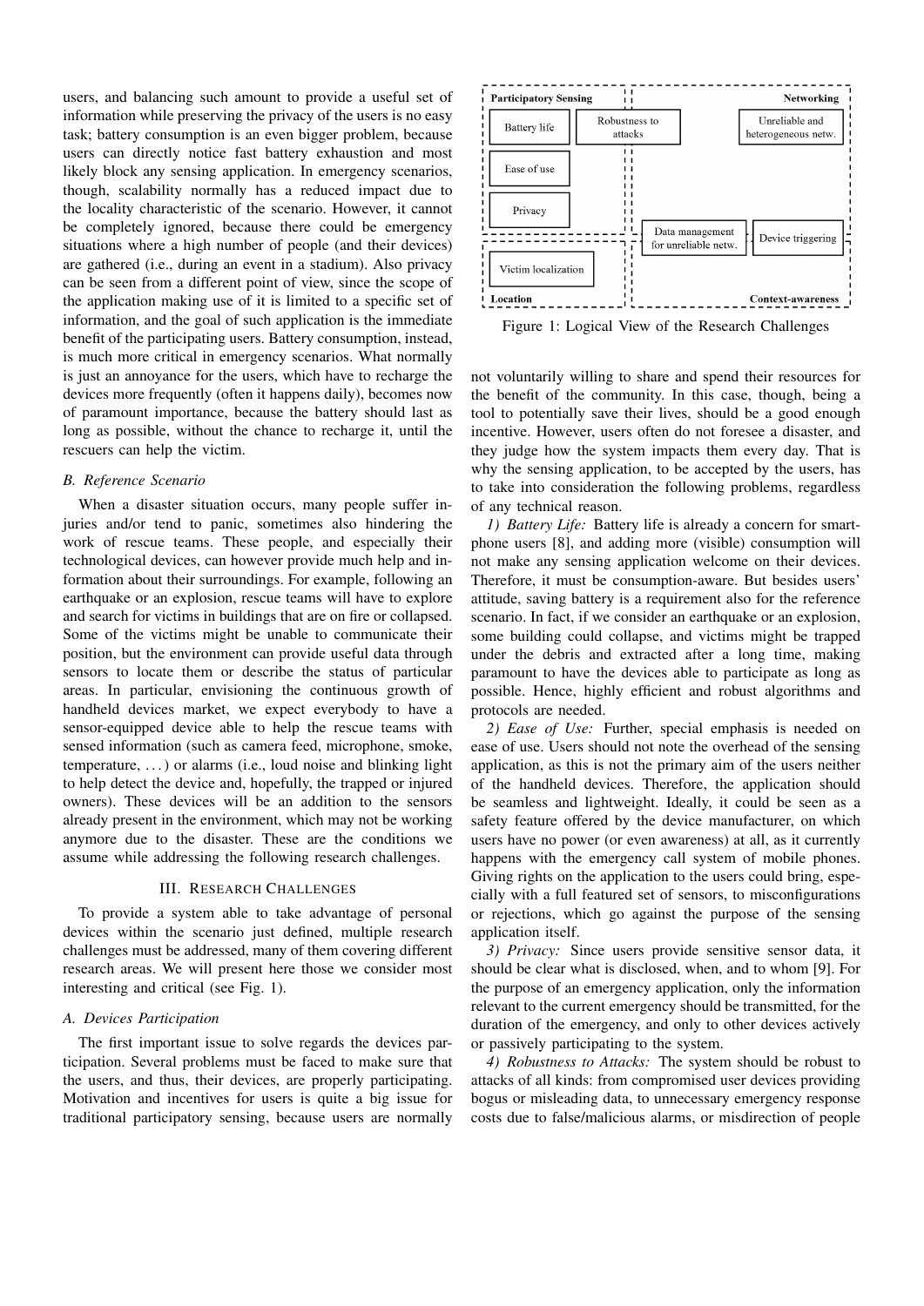users, and balancing such amount to provide a useful set of information while preserving the privacy of the users is no easy task; battery consumption is an even bigger problem, because users can directly notice fast battery exhaustion and most likely block any sensing application. In emergency scenarios, though, scalability normally has a reduced impact due to the locality characteristic of the scenario. However, it cannot be completely ignored, because there could be emergency situations where a high number of people (and their devices) are gathered (i.e., during an event in a stadium). Also privacy can be seen from a different point of view, since the scope of the application making use of it is limited to a specific set of information, and the goal of such application is the immediate benefit of the participating users. Battery consumption, instead, is much more critical in emergency scenarios. What normally is just an annoyance for the users, which have to recharge the devices more frequently (often it happens daily), becomes now of paramount importance, because the battery should last as long as possible, without the chance to recharge it, until the rescuers can help the victim.

### B. Reference Scenario

When a disaster situation occurs, many people suffer injuries and/or tend to panic, sometimes also hindering the work of rescue teams. These people, and especially their technological devices, can however provide much help and information about their surroundings. For example, following an earthquake or an explosion, rescue teams will have to explore and search for victims in buildings that are on fire or collapsed. Some of the victims might be unable to communicate their position, but the environment can provide useful data through sensors to locate them or describe the status of particular areas. In particular, envisioning the continuous growth of handheld devices market, we expect everybody to have a sensor-equipped device able to help the rescue teams with sensed information (such as camera feed, microphone, smoke, temperature, ...) or alarms (i.e., loud noise and blinking light to help detect the device and, hopefully, the trapped or injured owners). These devices will be an addition to the sensors already present in the environment, which may not be working anymore due to the disaster. These are the conditions we assume while addressing the following research challenges.

## III. Research Challenges

To provide a system able to take advantage of personal devices within the scenario just defined, multiple research challenges must be addressed, many of them covering different research areas. We will present here those we consider most interesting and critical (see Fig. 1).

Participatory Sensing | Networking
Battery life | Robustness to attacks | Unreliable and heterogeneous netw.
Ease of use
Privacy
Data management for unreliable netw. | Device triggering
Victim localization
Location | Context-awareness

Figure 1: Logical View of the Research Challenges

### A. Devices Participation

The first important issue to solve regards the devices participation. Several problems must be faced to make sure that the users, and thus, their devices, are properly participating. Motivation and incentives for users is quite a big issue for traditional participatory sensing, because users are normally not voluntarily willing to share and spend their resources for the benefit of the community. In this case, though, being a tool to potentially save their lives, should be a good enough incentive. However, users often do not foresee a disaster, and they judge how the system impacts them every day. That is why the sensing application, to be accepted by the users, has to take into consideration the following problems, regardless of any technical reason.

*1) Battery Life:* Battery life is already a concern for smartphone users [8], and adding more (visible) consumption will not make any sensing application welcome on their devices. Therefore, it must be consumption-aware. But besides users' attitude, saving battery is a requirement also for the reference scenario. In fact, if we consider an earthquake or an explosion, some building could collapse, and victims might be trapped under the debris and extracted after a long time, making paramount to have the devices able to participate as long as possible. Hence, highly efficient and robust algorithms and protocols are needed.

*2) Ease of Use:* Further, special emphasis is needed on ease of use. Users should not note the overhead of the sensing application, as this is not the primary aim of the users neither of the handheld devices. Therefore, the application should be seamless and lightweight. Ideally, it could be seen as a safety feature offered by the device manufacturer, on which users have no power (or even awareness) at all, as it currently happens with the emergency call system of mobile phones. Giving rights on the application to the users could bring, especially with a full featured set of sensors, to misconfigurations or rejections, which go against the purpose of the sensing application itself.

*3) Privacy:* Since users provide sensitive sensor data, it should be clear what is disclosed, when, and to whom [9]. For the purpose of an emergency application, only the information relevant to the current emergency should be transmitted, for the duration of the emergency, and only to other devices actively or passively participating to the system.

*4) Robustness to Attacks:* The system should be robust to attacks of all kinds: from compromised user devices providing bogus or misleading data, to unnecessary emergency response costs due to false/malicious alarms, or misdirection of people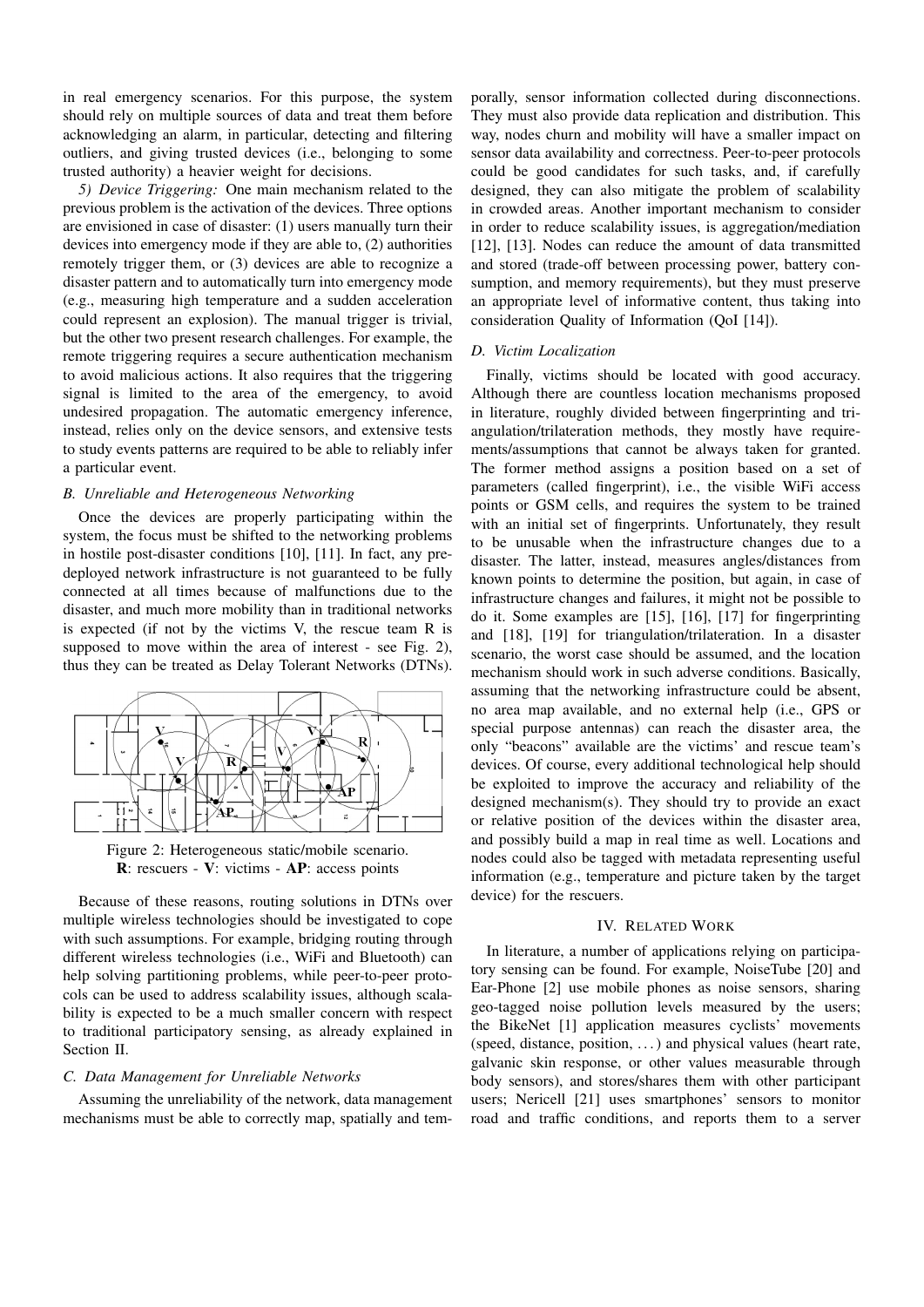in real emergency scenarios. For this purpose, the system should rely on multiple sources of data and treat them before acknowledging an alarm, in particular, detecting and filtering outliers, and giving trusted devices (i.e., belonging to some trusted authority) a heavier weight for decisions.

*5) Device Triggering:* One main mechanism related to the previous problem is the activation of the devices. Three options are envisioned in case of disaster: (1) users manually turn their devices into emergency mode if they are able to, (2) authorities remotely trigger them, or (3) devices are able to recognize a disaster pattern and to automatically turn into emergency mode (e.g., measuring high temperature and a sudden acceleration could represent an explosion). The manual trigger is trivial, but the other two present research challenges. For example, the remote triggering requires a secure authentication mechanism to avoid malicious actions. It also requires that the triggering signal is limited to the area of the emergency, to avoid undesired propagation. The automatic emergency inference, instead, relies only on the device sensors, and extensive tests to study events patterns are required to be able to reliably infer a particular event.

### B. Unreliable and Heterogeneous Networking

Once the devices are properly participating within the system, the focus must be shifted to the networking problems in hostile post-disaster conditions [10], [11]. In fact, any pre-deployed network infrastructure is not guaranteed to be fully connected at all times because of malfunctions due to the disaster, and much more mobility than in traditional networks is expected (if not by the victims V, the rescue team R is supposed to move within the area of interest - see Fig. 2), thus they can be treated as Delay Tolerant Networks (DTNs).

Figure 2: Heterogeneous static/mobile scenario. **R**: rescuers - **V**: victims - **AP**: access points

Because of these reasons, routing solutions in DTNs over multiple wireless technologies should be investigated to cope with such assumptions. For example, bridging routing through different wireless technologies (i.e., WiFi and Bluetooth) can help solving partitioning problems, while peer-to-peer protocols can be used to address scalability issues, although scalability is expected to be a much smaller concern with respect to traditional participatory sensing, as already explained in Section II.

### C. Data Management for Unreliable Networks

Assuming the unreliability of the network, data management mechanisms must be able to correctly map, spatially and temporally, sensor information collected during disconnections. They must also provide data replication and distribution. This way, nodes churn and mobility will have a smaller impact on sensor data availability and correctness. Peer-to-peer protocols could be good candidates for such tasks, and, if carefully designed, they can also mitigate the problem of scalability in crowded areas. Another important mechanism to consider in order to reduce scalability issues, is aggregation/mediation [12], [13]. Nodes can reduce the amount of data transmitted and stored (trade-off between processing power, battery consumption, and memory requirements), but they must preserve an appropriate level of informative content, thus taking into consideration Quality of Information (QoI [14]).

### D. Victim Localization

Finally, victims should be located with good accuracy. Although there are countless location mechanisms proposed in literature, roughly divided between fingerprinting and triangulation/trilateration methods, they mostly have requirements/assumptions that cannot be always taken for granted. The former method assigns a position based on a set of parameters (called fingerprint), i.e., the visible WiFi access points or GSM cells, and requires the system to be trained with an initial set of fingerprints. Unfortunately, they result to be unusable when the infrastructure changes due to a disaster. The latter, instead, measures angles/distances from known points to determine the position, but again, in case of infrastructure changes and failures, it might not be possible to do it. Some examples are [15], [16], [17] for fingerprinting and [18], [19] for triangulation/trilateration. In a disaster scenario, the worst case should be assumed, and the location mechanism should work in such adverse conditions. Basically, assuming that the networking infrastructure could be absent, no area map available, and no external help (i.e., GPS or special purpose antennas) can reach the disaster area, the only "beacons" available are the victims' and rescue team's devices. Of course, every additional technological help should be exploited to improve the accuracy and reliability of the designed mechanism(s). They should try to provide an exact or relative position of the devices within the disaster area, and possibly build a map in real time as well. Locations and nodes could also be tagged with metadata representing useful information (e.g., temperature and picture taken by the target device) for the rescuers.

## IV. Related Work

In literature, a number of applications relying on participatory sensing can be found. For example, NoiseTube [20] and Ear-Phone [2] use mobile phones as noise sensors, sharing geo-tagged noise pollution levels measured by the users; the BikeNet [1] application measures cyclists' movements (speed, distance, position, ...) and physical values (heart rate, galvanic skin response, or other values measurable through body sensors), and stores/shares them with other participant users; Nericell [21] uses smartphones' sensors to monitor road and traffic conditions, and reports them to a server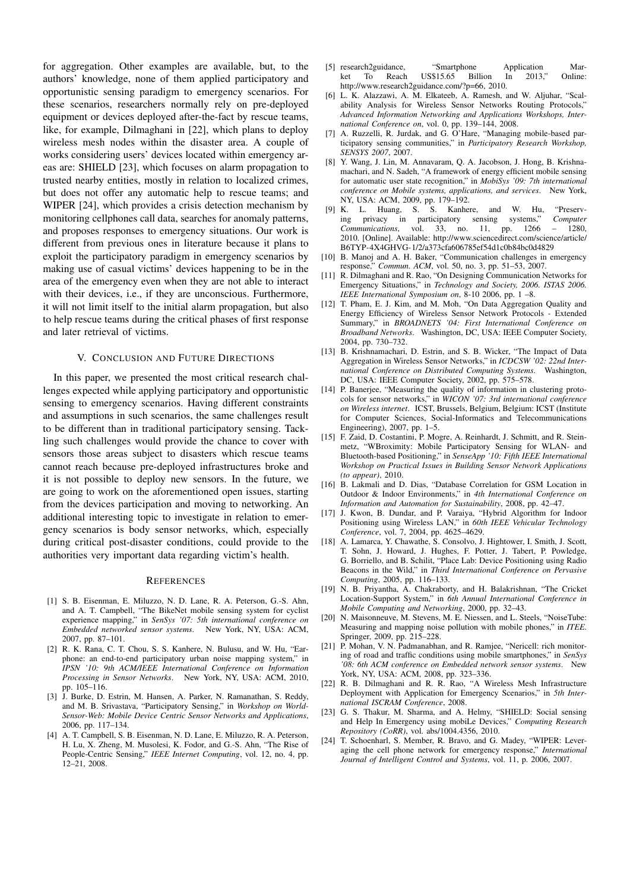for aggregation. Other examples are available, but, to the authors' knowledge, none of them applied participatory and opportunistic sensing paradigm to emergency scenarios. For these scenarios, researchers normally rely on pre-deployed equipment or devices deployed after-the-fact by rescue teams, like, for example, Dilmaghani in [22], which plans to deploy wireless mesh nodes within the disaster area. A couple of works considering users' devices located within emergency areas are: SHIELD [23], which focuses on alarm propagation to trusted nearby entities, mostly in relation to localized crimes, but does not offer any automatic help to rescue teams; and WIPER [24], which provides a crisis detection mechanism by monitoring cellphones call data, searches for anomaly patterns, and proposes responses to emergency situations. Our work is different from previous ones in literature because it plans to exploit the participatory paradigm in emergency scenarios by making use of casual victims' devices happening to be in the area of the emergency even when they are not able to interact with their devices, i.e., if they are unconscious. Furthermore, it will not limit itself to the initial alarm propagation, but also to help rescue teams during the critical phases of first response and later retrieval of victims.

## V. Conclusion and Future Directions

In this paper, we presented the most critical research challenges expected while applying participatory and opportunistic sensing to emergency scenarios. Having different constraints and assumptions in such scenarios, the same challenges result to be different than in traditional participatory sensing. Tackling such challenges would provide the chance to cover with sensors those areas subject to disasters which rescue teams cannot reach because pre-deployed infrastructures broke and it is not possible to deploy new sensors. In the future, we are going to work on the aforementioned open issues, starting from the devices participation and moving to networking. An additional interesting topic to investigate in relation to emergency scenarios is body sensor networks, which, especially during critical post-disaster conditions, could provide to the authorities very important data regarding victim's health.

## References

[1] S. B. Eisenman, E. Miluzzo, N. D. Lane, R. A. Peterson, G.-S. Ahn, and A. T. Campbell, "The BikeNet mobile sensing system for cyclist experience mapping," in *SenSys '07: 5th international conference on Embedded networked sensor systems*. New York, NY, USA: ACM, 2007, pp. 87–101.

[2] R. K. Rana, C. T. Chou, S. S. Kanhere, N. Bulusu, and W. Hu, "Earphone: an end-to-end participatory urban noise mapping system," in *IPSN '10: 9th ACM/IEEE International Conference on Information Processing in Sensor Networks*. New York, NY, USA: ACM, 2010, pp. 105–116.

[3] J. Burke, D. Estrin, M. Hansen, A. Parker, N. Ramanathan, S. Reddy, and M. B. Srivastava, "Participatory Sensing," in *Workshop on World-Sensor-Web: Mobile Device Centric Sensor Networks and Applications*, 2006, pp. 117–134.

[4] A. T. Campbell, S. B. Eisenman, N. D. Lane, E. Miluzzo, R. A. Peterson, H. Lu, X. Zheng, M. Musolesi, K. Fodor, and G.-S. Ahn, "The Rise of People-Centric Sensing," *IEEE Internet Computing*, vol. 12, no. 4, pp. 12–21, 2008.

[5] research2guidance, "Smartphone Application Market To Reach US$15.65 Billion In 2013," Online: http://www.research2guidance.com/?p=66, 2010.

[6] L. K. Alazzawi, A. M. Elkateeb, A. Ramesh, and W. Aljuhar, "Scalability Analysis for Wireless Sensor Networks Routing Protocols," *Advanced Information Networking and Applications Workshops, International Conference on*, vol. 0, pp. 139–144, 2008.

[7] A. Ruzzelli, R. Jurdak, and G. O'Hare, "Managing mobile-based participatory sensing communities," in *Participatory Research Workshop, SENSYS 2007*, 2007.

[8] Y. Wang, J. Lin, M. Annavaram, Q. A. Jacobson, J. Hong, B. Krishnamachari, and N. Sadeh, "A framework of energy efficient mobile sensing for automatic user state recognition," in *MobiSys '09: 7th international conference on Mobile systems, applications, and services*. New York, NY, USA: ACM, 2009, pp. 179–192.

[9] K. L. Huang, S. S. Kanhere, and W. Hu, "Preserving privacy in participatory sensing systems," *Computer Communications*, vol. 33, no. 11, pp. 1266 – 1280, 2010. [Online]. Available: http://www.sciencedirect.com/science/article/B6TYP-4X4GHVG-1/2/a373cfa606785ef54d1c0b84bc0d4829

[10] B. Manoj and A. H. Baker, "Communication challenges in emergency response," *Commun. ACM*, vol. 50, no. 3, pp. 51–53, 2007.

[11] R. Dilmaghani and R. Rao, "On Designing Communication Networks for Emergency Situations," in *Technology and Society, 2006. ISTAS 2006. IEEE International Symposium on*, 8-10 2006, pp. 1 –8.

[12] T. Pham, E. J. Kim, and M. Moh, "On Data Aggregation Quality and Energy Efficiency of Wireless Sensor Network Protocols - Extended Summary," in *BROADNETS '04: First International Conference on Broadband Networks*. Washington, DC, USA: IEEE Computer Society, 2004, pp. 730–732.

[13] B. Krishnamachari, D. Estrin, and S. B. Wicker, "The Impact of Data Aggregation in Wireless Sensor Networks," in *ICDCSW '02: 22nd International Conference on Distributed Computing Systems*. Washington, DC, USA: IEEE Computer Society, 2002, pp. 575–578.

[14] P. Banerjee, "Measuring the quality of information in clustering protocols for sensor networks," in *WICON '07: 3rd international conference on Wireless internet*. ICST, Brussels, Belgium, Belgium: ICST (Institute for Computer Sciences, Social-Informatics and Telecommunications Engineering), 2007, pp. 1–5.

[15] F. Zaid, D. Costantini, P. Mogre, A. Reinhardt, J. Schmitt, and R. Steinmetz, "WBroximity: Mobile Participatory Sensing for WLAN- and Bluetooth-based Positioning," in *SenseApp '10: Fifth IEEE International Workshop on Practical Issues in Building Sensor Network Applications (to appear)*, 2010.

[16] B. Lakmali and D. Dias, "Database Correlation for GSM Location in Outdoor & Indoor Environments," in *4th International Conference on Information and Automation for Sustainability*, 2008, pp. 42–47.

[17] J. Kwon, B. Dundar, and P. Varaiya, "Hybrid Algorithm for Indoor Positioning using Wireless LAN," in *60th IEEE Vehicular Technology Conference*, vol. 7, 2004, pp. 4625–4629.

[18] A. Lamarca, Y. Chawathe, S. Consolvo, J. Hightower, I. Smith, J. Scott, T. Sohn, J. Howard, J. Hughes, F. Potter, J. Tabert, P. Powledge, G. Borriello, and B. Schilit, "Place Lab: Device Positioning using Radio Beacons in the Wild," in *Third International Conference on Pervasive Computing*, 2005, pp. 116–133.

[19] N. B. Priyantha, A. Chakraborty, and H. Balakrishnan, "The Cricket Location-Support System," in *6th Annual International Conference in Mobile Computing and Networking*, 2000, pp. 32–43.

[20] N. Maisonneuve, M. Stevens, M. E. Niessen, and L. Steels, "NoiseTube: Measuring and mapping noise pollution with mobile phones," in *ITEE*. Springer, 2009, pp. 215–228.

[21] P. Mohan, V. N. Padmanabhan, and R. Ramjee, "Nericell: rich monitoring of road and traffic conditions using mobile smartphones," in *SenSys '08: 6th ACM conference on Embedded network sensor systems*. New York, NY, USA: ACM, 2008, pp. 323–336.

[22] R. B. Dilmaghani and R. R. Rao, "A Wireless Mesh Infrastructure Deployment with Application for Emergency Scenarios," in *5th International ISCRAM Conference*, 2008.

[23] G. S. Thakur, M. Sharma, and A. Helmy, "SHIELD: Social sensing and Help In Emergency using mobiLe Devices," *Computing Research Repository (CoRR)*, vol. abs/1004.4356, 2010.

[24] T. Schoenharl, S. Member, R. Bravo, and G. Madey, "WIPER: Leveraging the cell phone network for emergency response," *International Journal of Intelligent Control and Systems*, vol. 11, p. 2006, 2007.